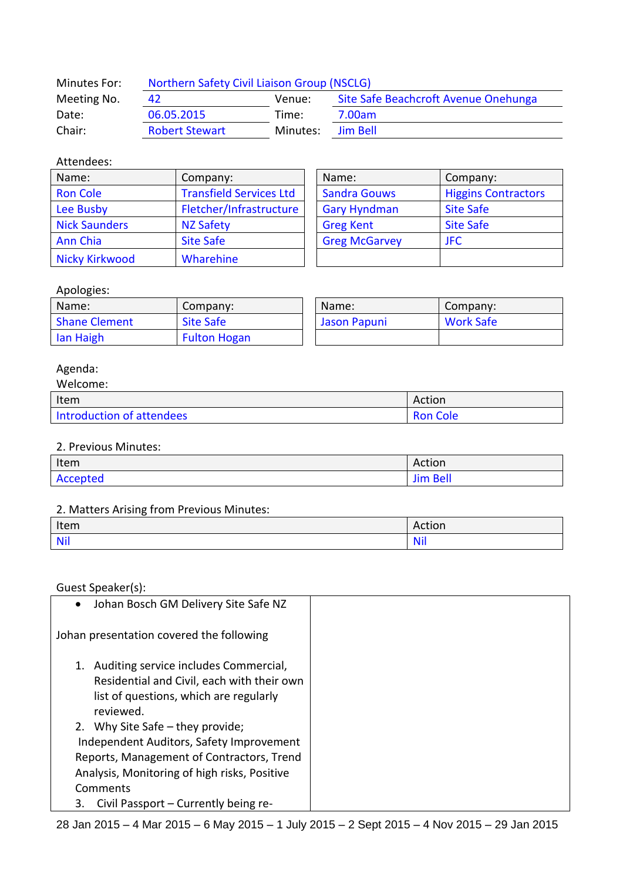| Minutes For: | Northern Safety Civil Liaison Group (NSCLG) | | |
|---|---|---|---|
| Meeting No. | 42 | Venue: | Site Safe Beachcroft Avenue Onehunga |
| Date: | 06.05.2015 | Time: | 7.00am |
| Chair: | Robert Stewart | Minutes: | Jim Bell |

Attendees:

| Name: | Company: | Name: | Company: |
|---|---|---|---|
| Ron Cole | Transfield Services Ltd | Sandra Gouws | Higgins Contractors |
| Lee Busby | Fletcher/Infrastructure | Gary Hyndman | Site Safe |
| Nick Saunders | NZ Safety | Greg Kent | Site Safe |
| Ann Chia | Site Safe | Greg McGarvey | JFC |
| Nicky Kirkwood | Wharehine | | |

Apologies:

| Name: | Company: | Name: | Company: |
|---|---|---|---|
| Shane Clement | Site Safe | Jason Papuni | Work Safe |
| Ian Haigh | Fulton Hogan | | |

Agenda:

Welcome:

| Item | Action |
|---|---|
| Introduction of attendees | Ron Cole |

2. Previous Minutes:

| Item | Action |
|---|---|
| Accepted | Jim Bell |

2. Matters Arising from Previous Minutes:

| Item | Action |
|---|---|
| Nil | Nil |

Guest Speaker(s):

- Johan Bosch GM Delivery Site Safe NZ

Johan presentation covered the following

1. Auditing service includes Commercial, Residential and Civil, each with their own list of questions, which are regularly reviewed.
2. Why Site Safe – they provide; Independent Auditors, Safety Improvement Reports, Management of Contractors, Trend Analysis, Monitoring of high risks, Positive Comments
3. Civil Passport – Currently being re-

28 Jan 2015 – 4 Mar 2015 – 6 May 2015 – 1 July 2015 – 2 Sept 2015 – 4 Nov 2015 – 29 Jan 2015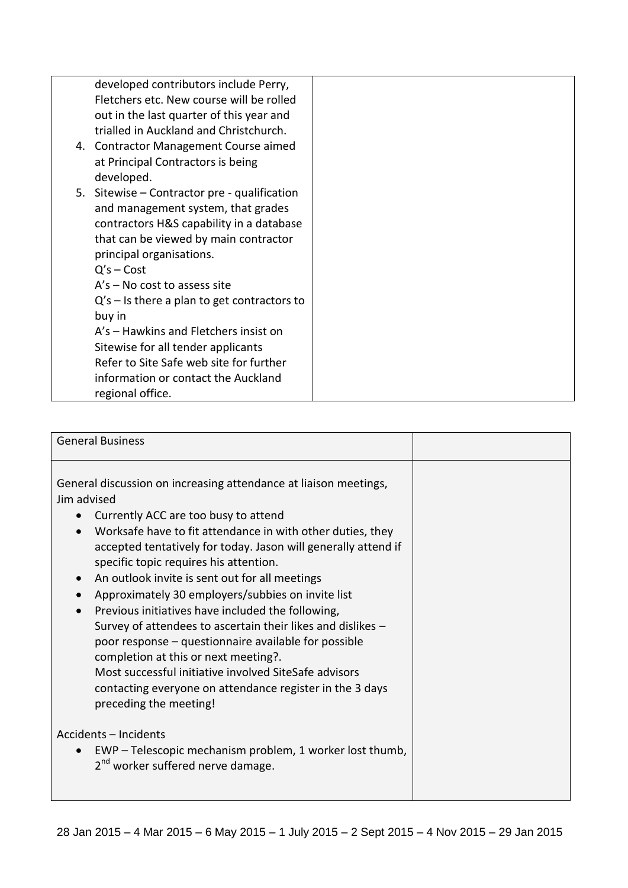| | |
|---|---|
| developed contributors include Perry, Fletchers etc. New course will be rolled out in the last quarter of this year and trialled in Auckland and Christchurch.<br>4. Contractor Management Course aimed at Principal Contractors is being developed.<br>5. Sitewise – Contractor pre - qualification and management system, that grades contractors H&S capability in a database that can be viewed by main contractor principal organisations.<br>Q's – Cost<br>A's – No cost to assess site<br>Q's – Is there a plan to get contractors to buy in<br>A's – Hawkins and Fletchers insist on Sitewise for all tender applicants<br>Refer to Site Safe web site for further information or contact the Auckland regional office. | |

| General Business | |
|---|---|
| General discussion on increasing attendance at liaison meetings, Jim advised<br>• Currently ACC are too busy to attend<br>• Worksafe have to fit attendance in with other duties, they accepted tentatively for today. Jason will generally attend if specific topic requires his attention.<br>• An outlook invite is sent out for all meetings<br>• Approximately 30 employers/subbies on invite list<br>• Previous initiatives have included the following,<br>Survey of attendees to ascertain their likes and dislikes – poor response – questionnaire available for possible completion at this or next meeting?.<br>Most successful initiative involved SiteSafe advisors contacting everyone on attendance register in the 3 days preceding the meeting!<br><br>Accidents – Incidents<br>• EWP – Telescopic mechanism problem, 1 worker lost thumb, 2nd worker suffered nerve damage. | |

28 Jan 2015 – 4 Mar 2015 – 6 May 2015 – 1 July 2015 – 2 Sept 2015 – 4 Nov 2015 – 29 Jan 2015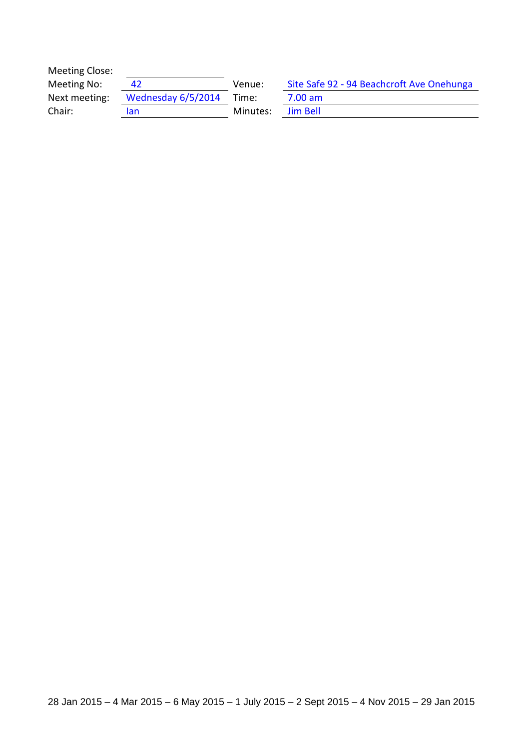| | | | |
|---|---|---|---|
| Meeting Close: | | | |
| Meeting No: | 42 | Venue: | Site Safe 92 - 94 Beachcroft Ave Onehunga |
| Next meeting: | Wednesday 6/5/2014 | Time: | 7.00 am |
| Chair: | Ian | Minutes: | Jim Bell |

28 Jan 2015 – 4 Mar 2015 – 6 May 2015 – 1 July 2015 – 2 Sept 2015 – 4 Nov 2015 – 29 Jan 2015